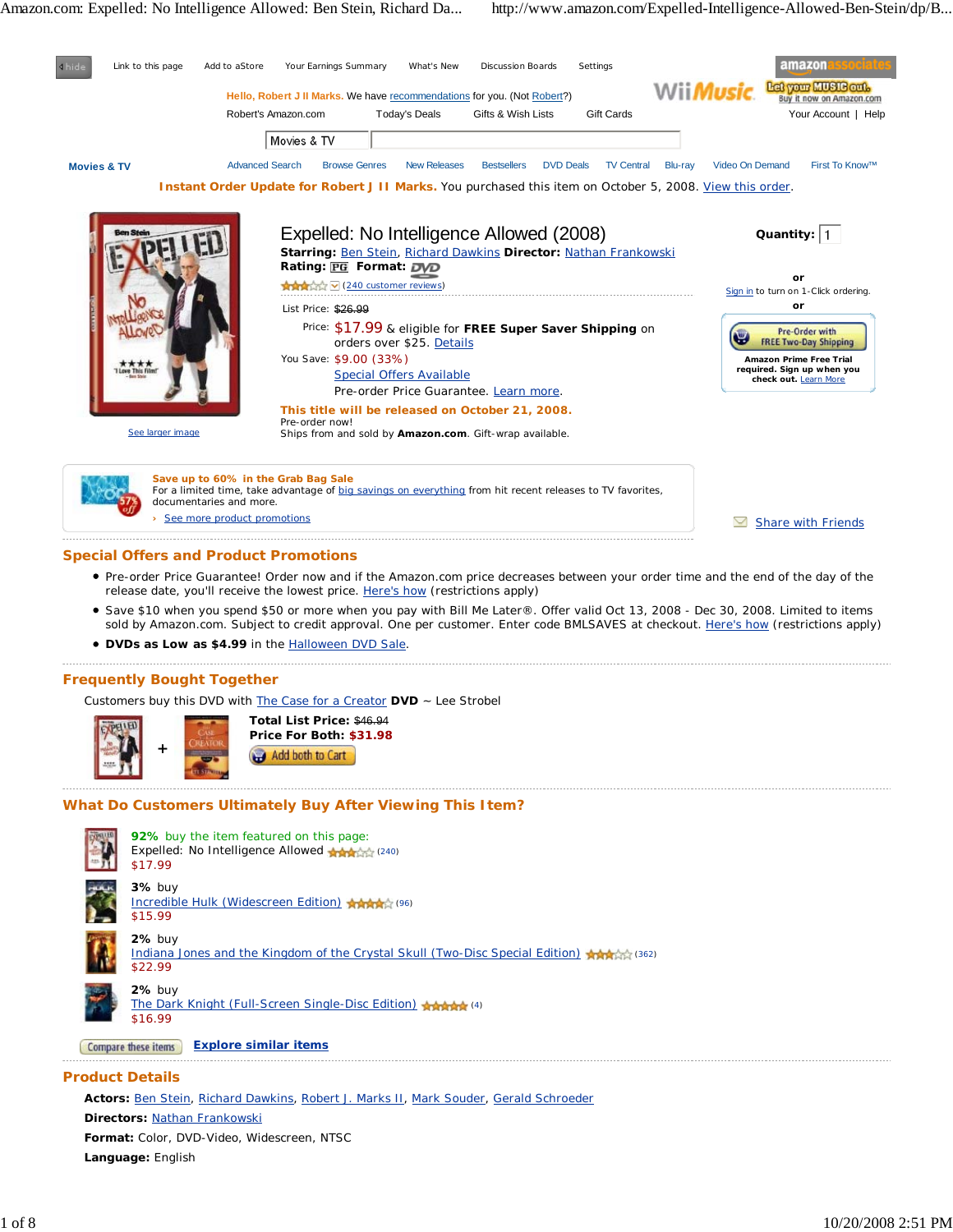hide | Link to this page | Add to aStore | Your Earnings Summary | What's New | Discussion Boards | Settings

**Hello, Robert J II Marks.** We have recommendations for you. (Not Robert?)

Robert's Amazon.com | Today's Deals | Gifts & Wish Lists | Gift Cards | Your Account | Help

Movies & TV

**Movies & TV** | Advanced Search | Browse Genres | New Releases | Bestsellers | DVD Deals | TV Central | Blu-ray | Video On Demand | First To Know™

**Instant Order Update for Robert J II Marks.** You purchased this item on October 5, 2008. View this order.

See larger image

# Expelled: No Intelligence Allowed (2008)

**Starring:** Ben Stein, Richard Dawkins **Director:** Nathan Frankowski
**Rating:** PG **Format:** DVD

(240 customer reviews)

List Price: ~~$26.99~~
Price: **$17.99** & eligible for **FREE Super Saver Shipping** on orders over $25. Details
You Save: $9.00 (33%)
Special Offers Available
Pre-order Price Guarantee. Learn more.

**This title will be released on October 21, 2008.**
Pre-order now!
Ships from and sold by **Amazon.com**. Gift-wrap available.

**Quantity:** 1

or

Sign in to turn on 1-Click ordering.

or

Pre-Order with FREE Two-Day Shipping

**Amazon Prime Free Trial required. Sign up when you check out.** Learn More

**Save up to 60% in the Grab Bag Sale**
For a limited time, take advantage of big savings on everything from hit recent releases to TV favorites, documentaries and more.
› See more product promotions

Share with Friends

## Special Offers and Product Promotions

- Pre-order Price Guarantee! Order now and if the Amazon.com price decreases between your order time and the end of the day of the release date, you'll receive the lowest price. Here's how (restrictions apply)
- Save $10 when you spend $50 or more when you pay with Bill Me Later®. Offer valid Oct 13, 2008 - Dec 30, 2008. Limited to items sold by Amazon.com. Subject to credit approval. One per customer. Enter code BMLSAVES at checkout. Here's how (restrictions apply)
- **DVDs as Low as $4.99** in the Halloween DVD Sale.

## Frequently Bought Together

Customers buy this DVD with The Case for a Creator **DVD** ~ Lee Strobel

+

**Total List Price:** ~~$46.94~~
**Price For Both: $31.98**

Add both to Cart

## What Do Customers Ultimately Buy After Viewing This Item?

**92%** buy the item featured on this page:
Expelled: No Intelligence Allowed (240)
$17.99

**3%** buy
Incredible Hulk (Widescreen Edition) (96)
$15.99

**2%** buy
Indiana Jones and the Kingdom of the Crystal Skull (Two-Disc Special Edition) (362)
$22.99

**2%** buy
The Dark Knight (Full-Screen Single-Disc Edition) (4)
$16.99

Compare these items | **Explore similar items**

## Product Details

**Actors:** Ben Stein, Richard Dawkins, Robert J. Marks II, Mark Souder, Gerald Schroeder
**Directors:** Nathan Frankowski
**Format:** Color, DVD-Video, Widescreen, NTSC
**Language:** English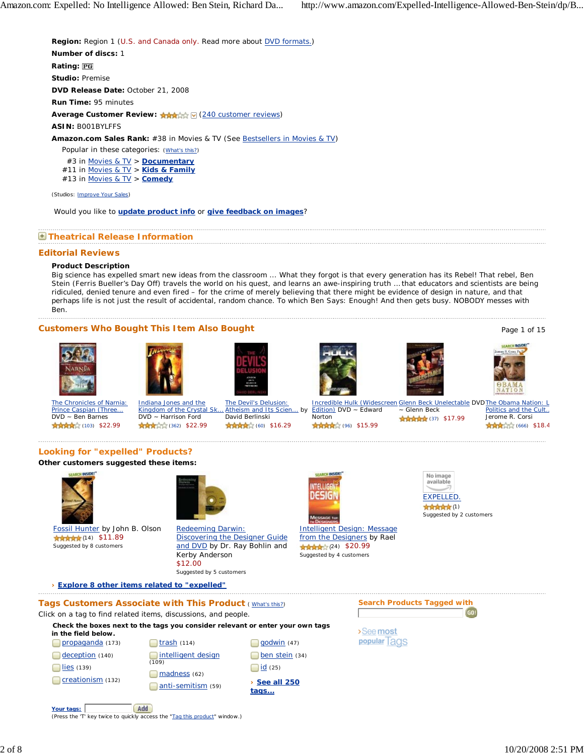**Region:** Region 1 (U.S. and Canada only. Read more about DVD formats.)
**Number of discs:** 1
**Rating:** PG
**Studio:** Premise
**DVD Release Date:** October 21, 2008
**Run Time:** 95 minutes
**Average Customer Review:** (240 customer reviews)
**ASIN:** B001BYLFFS
**Amazon.com Sales Rank:** #38 in Movies & TV (See Bestsellers in Movies & TV)

Popular in these categories: (What's this?)

#3 in Movies & TV > **Documentary**
#11 in Movies & TV > **Kids & Family**
#13 in Movies & TV > **Comedy**

(Studios: Improve Your Sales)

Would you like to **update product info** or **give feedback on images**?

## Theatrical Release Information

## Editorial Reviews

**Product Description**

Big science has expelled smart new ideas from the classroom ... What they forgot is that every generation has its Rebel! That rebel, Ben Stein (Ferris Bueller's Day Off) travels the world on his quest, and learns an awe-inspiring truth ... that educators and scientists are being ridiculed, denied tenure and even fired – for the crime of merely believing that there might be evidence of design in nature, and that perhaps life is not just the result of accidental, random chance. To which Ben Says: Enough! And then gets busy. NOBODY messes with Ben.

## Customers Who Bought This Item Also Bought

Page 1 of 15

- The Chronicles of Narnia: Prince Caspian (Three... DVD ~ Ben Barnes (103) $22.99
- Indiana Jones and the Kingdom of the Crystal Sk... DVD ~ Harrison Ford (362) $22.99
- The Devil's Delusion: Atheism and Its Scien... by David Berlinski (60) $16.29
- Incredible Hulk (Widescreen Edition) DVD ~ Edward Norton (96) $15.99
- Glenn Beck Unelectable DVD ~ Glenn Beck (37) $17.99
- The Obama Nation: L Politics and the Cult.. Jerome R. Corsi (666) $18.4

## Looking for "expelled" Products?

**Other customers suggested these items:**

- Fossil Hunter by John B. Olson (14) $11.89 — Suggested by 8 customers
- Redeeming Darwin: Discovering the Designer Guide and DVD by Dr. Ray Bohlin and Kerby Anderson $12.00 — Suggested by 5 customers
- Intelligent Design: Message from the Designers by Rael (24) $20.99 — Suggested by 4 customers
- EXPELLED. (1) — Suggested by 2 customers

› **Explore 8 other items related to "expelled"**

## Tags Customers Associate with This Product (What's this?)

Click on a tag to find related items, discussions, and people.

**Check the boxes next to the tags you consider relevant or enter your own tags in the field below.**

- propaganda (173)
- deception (140)
- lies (139)
- creationism (132)
- trash (114)
- intelligent design (109)
- madness (62)
- anti-semitism (59)
- godwin (47)
- ben stein (34)
- id (25)

› **See all 250 tags...**

**Your tags:** Add

(Press the 'T' key twice to quickly access the "Tag this product" window.)

## Search Products Tagged with

GO!

› See most popular Tags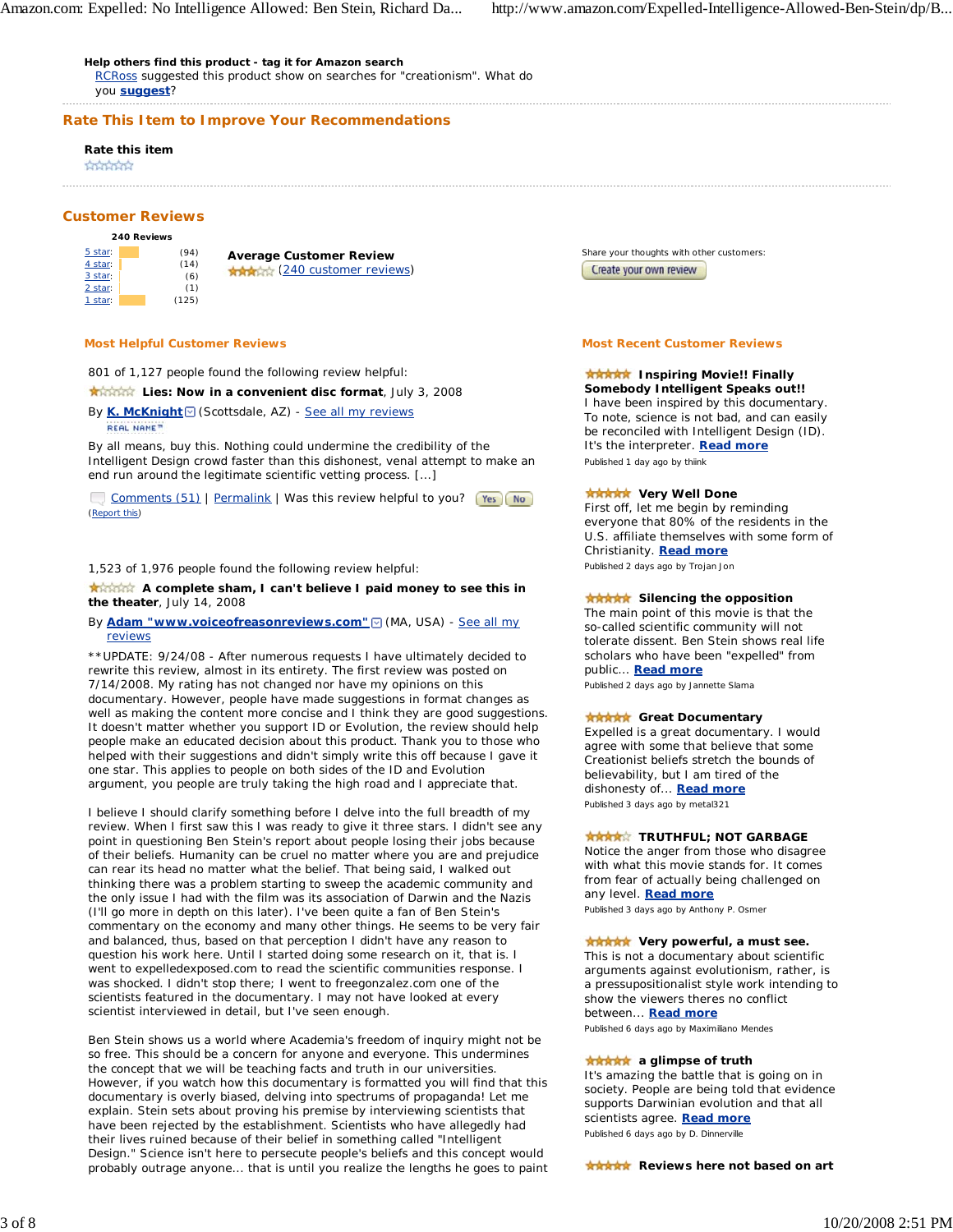**Help others find this product - tag it for Amazon search**
RCRoss suggested this product show on searches for "creationism". What do you **suggest**?

## Rate This Item to Improve Your Recommendations

**Rate this item**

## Customer Reviews

**240 Reviews**

| Rating | Count |
|---|---|
| 5 star: | (94) |
| 4 star: | (14) |
| 3 star: | (6) |
| 2 star: | (1) |
| 1 star: | (125) |

**Average Customer Review**
(240 customer reviews)

Share your thoughts with other customers:
Create your own review

### Most Helpful Customer Reviews

801 of 1,127 people found the following review helpful:

**Lies: Now in a convenient disc format**, July 3, 2008

By **K. McKnight** (Scottsdale, AZ) - See all my reviews
REAL NAME™

By all means, buy this. Nothing could undermine the credibility of the Intelligent Design crowd faster than this dishonest, venal attempt to make an end run around the legitimate scientific vetting process. [...]

Comments (51) | Permalink | Was this review helpful to you? Yes No
(Report this)

1,523 of 1,976 people found the following review helpful:

**A complete sham, I can't believe I paid money to see this in the theater**, July 14, 2008

By **Adam "www.voiceofreasonreviews.com"** (MA, USA) - See all my reviews

**UPDATE: 9/24/08 - After numerous requests I have ultimately decided to rewrite this review, almost in its entirety. The first review was posted on 7/14/2008. My rating has not changed nor have my opinions on this documentary. However, people have made suggestions in format changes as well as making the content more concise and I think they are good suggestions. It doesn't matter whether you support ID or Evolution, the review should help people make an educated decision about this product. Thank you to those who helped with their suggestions and didn't simply write this off because I gave it one star. This applies to people on both sides of the ID and Evolution argument, you people are truly taking the high road and I appreciate that.

I believe I should clarify something before I delve into the full breadth of my review. When I first saw this I was ready to give it three stars. I didn't see any point in questioning Ben Stein's report about people losing their jobs because of their beliefs. Humanity can be cruel no matter where you are and prejudice can rear its head no matter what the belief. That being said, I walked out thinking there was a problem starting to sweep the academic community and the only issue I had with the film was its association of Darwin and the Nazis (I'll go more in depth on this later). I've been quite a fan of Ben Stein's commentary on the economy and many other things. He seems to be very fair and balanced, thus, based on that perception I didn't have any reason to question his work here. Until I started doing some research on it, that is. I went to expelledexposed.com to read the scientific communities response. I was shocked. I didn't stop there; I went to freegonzalez.com one of the scientists featured in the documentary. I may not have looked at every scientist interviewed in detail, but I've seen enough.

Ben Stein shows us a world where Academia's freedom of inquiry might not be so free. This should be a concern for anyone and everyone. This undermines the concept that we will be teaching facts and truth in our universities. However, if you watch how this documentary is formatted you will find that this documentary is overly biased, delving into spectrums of propaganda! Let me explain. Stein sets about proving his premise by interviewing scientists that have been rejected by the establishment. Scientists who have allegedly had their lives ruined because of their belief in something called "Intelligent Design." Science isn't here to persecute people's beliefs and this concept would probably outrage anyone... that is until you realize the lengths he goes to paint

### Most Recent Customer Reviews

**Inspiring Movie!! Finally Somebody Intelligent Speaks out!!**
I have been inspired by this documentary. To note, science is not bad, and can easily be reconciled with Intelligent Design (ID). It's the interpreter. **Read more**
Published 1 day ago by thiink

**Very Well Done**
First off, let me begin by reminding everyone that 80% of the residents in the U.S. affiliate themselves with some form of Christianity. **Read more**
Published 2 days ago by Trojan Jon

**Silencing the opposition**
The main point of this movie is that the so-called scientific community will not tolerate dissent. Ben Stein shows real life scholars who have been "expelled" from public... **Read more**
Published 2 days ago by Jannette Slama

**Great Documentary**
Expelled is a great documentary. I would agree with some that believe that some Creationist beliefs stretch the bounds of believability, but I am tired of the dishonesty of... **Read more**
Published 3 days ago by metal321

**TRUTHFUL; NOT GARBAGE**
Notice the anger from those who disagree with what this movie stands for. It comes from fear of actually being challenged on any level. **Read more**
Published 3 days ago by Anthony P. Osmer

**Very powerful, a must see.**
This is not a documentary about scientific arguments against evolutionism, rather, is a pressupositionalist style work intending to show the viewers theres no conflict between... **Read more**
Published 6 days ago by Maximiliano Mendes

**a glimpse of truth**
It's amazing the battle that is going on in society. People are being told that evidence supports Darwinian evolution and that all scientists agree. **Read more**
Published 6 days ago by D. Dinnerville

**Reviews here not based on art**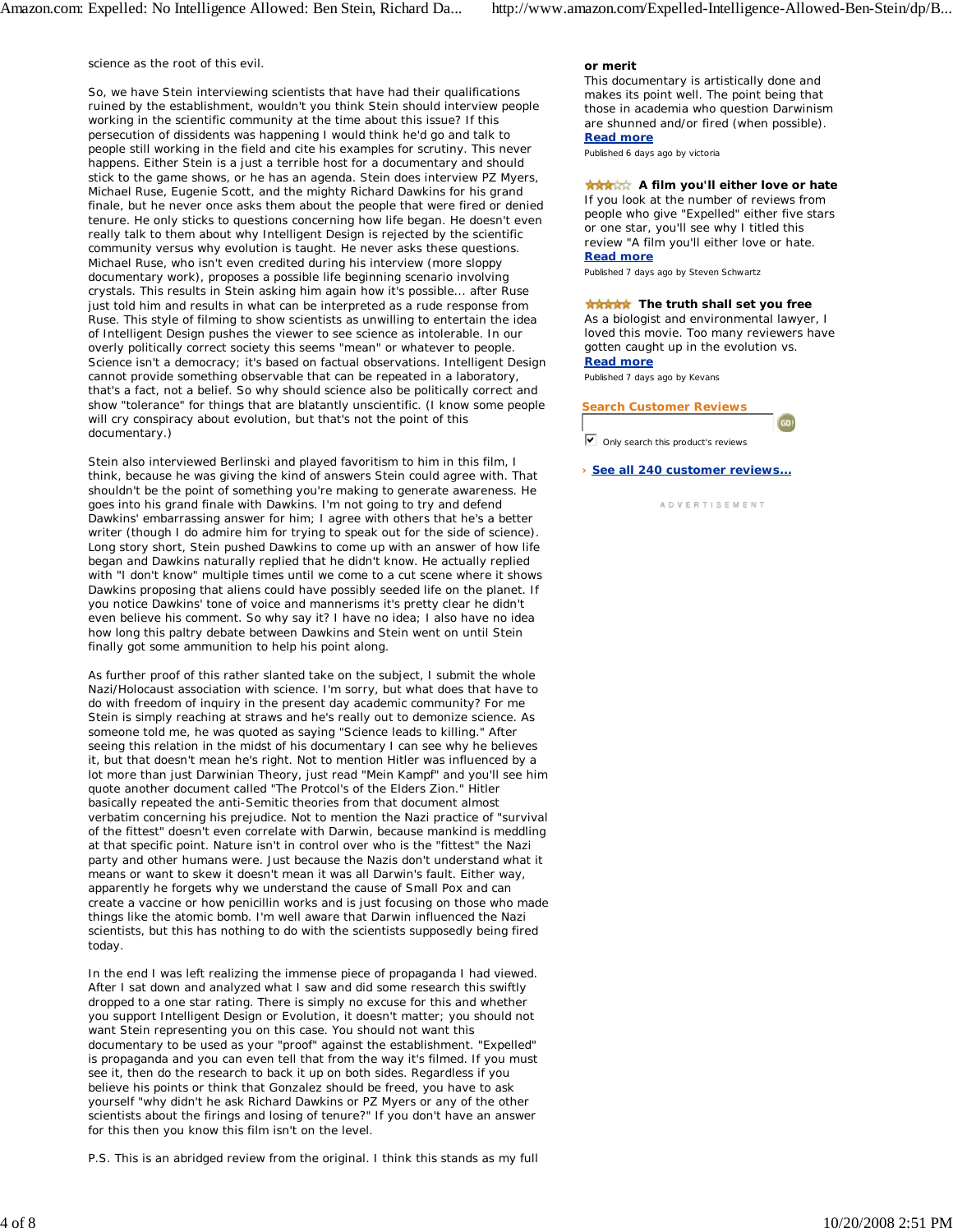science as the root of this evil.

So, we have Stein interviewing scientists that have had their qualifications ruined by the establishment, wouldn't you think Stein should interview people working in the scientific community at the time about this issue? If this persecution of dissidents was happening I would think he'd go and talk to people still working in the field and cite his examples for scrutiny. This never happens. Either Stein is a just a terrible host for a documentary and should stick to the game shows, or he has an agenda. Stein does interview PZ Myers, Michael Ruse, Eugenie Scott, and the mighty Richard Dawkins for his grand finale, but he never once asks them about the people that were fired or denied tenure. He only sticks to questions concerning how life began. He doesn't even really talk to them about why Intelligent Design is rejected by the scientific community versus why evolution is taught. He never asks these questions. Michael Ruse, who isn't even credited during his interview (more sloppy documentary work), proposes a possible life beginning scenario involving crystals. This results in Stein asking him again how it's possible... after Ruse just told him and results in what can be interpreted as a rude response from Ruse. This style of filming to show scientists as unwilling to entertain the idea of Intelligent Design pushes the viewer to see science as intolerable. In our overly politically correct society this seems "mean" or whatever to people. Science isn't a democracy; it's based on factual observations. Intelligent Design cannot provide something observable that can be repeated in a laboratory, that's a fact, not a belief. So why should science also be politically correct and show "tolerance" for things that are blatantly unscientific. (I know some people will cry conspiracy about evolution, but that's not the point of this documentary.)

Stein also interviewed Berlinski and played favoritism to him in this film, I think, because he was giving the kind of answers Stein could agree with. That shouldn't be the point of something you're making to generate awareness. He goes into his grand finale with Dawkins. I'm not going to try and defend Dawkins' embarrassing answer for him; I agree with others that he's a better writer (though I do admire him for trying to speak out for the side of science). Long story short, Stein pushed Dawkins to come up with an answer of how life began and Dawkins naturally replied that he didn't know. He actually replied with "I don't know" multiple times until we come to a cut scene where it shows Dawkins proposing that aliens could have possibly seeded life on the planet. If you notice Dawkins' tone of voice and mannerisms it's pretty clear he didn't even believe his comment. So why say it? I have no idea; I also have no idea how long this paltry debate between Dawkins and Stein went on until Stein finally got some ammunition to help his point along.

As further proof of this rather slanted take on the subject, I submit the whole Nazi/Holocaust association with science. I'm sorry, but what does that have to do with freedom of inquiry in the present day academic community? For me Stein is simply reaching at straws and he's really out to demonize science. As someone told me, he was quoted as saying "Science leads to killing." After seeing this relation in the midst of his documentary I can see why he believes it, but that doesn't mean he's right. Not to mention Hitler was influenced by a lot more than just Darwinian Theory, just read "Mein Kampf" and you'll see him quote another document called "The Protcol's of the Elders Zion." Hitler basically repeated the anti-Semitic theories from that document almost verbatim concerning his prejudice. Not to mention the Nazi practice of "survival of the fittest" doesn't even correlate with Darwin, because mankind is meddling at that specific point. Nature isn't in control over who is the "fittest" the Nazi party and other humans were. Just because the Nazis don't understand what it means or want to skew it doesn't mean it was all Darwin's fault. Either way, apparently he forgets why we understand the cause of Small Pox and can create a vaccine or how penicillin works and is just focusing on those who made things like the atomic bomb. I'm well aware that Darwin influenced the Nazi scientists, but this has nothing to do with the scientists supposedly being fired today.

In the end I was left realizing the immense piece of propaganda I had viewed. After I sat down and analyzed what I saw and did some research this swiftly dropped to a one star rating. There is simply no excuse for this and whether you support Intelligent Design or Evolution, it doesn't matter; you should not want Stein representing you on this case. You should not want this documentary to be used as your "proof" against the establishment. "Expelled" is propaganda and you can even tell that from the way it's filmed. If you must see it, then do the research to back it up on both sides. Regardless if you believe his points or think that Gonzalez should be freed, you have to ask yourself "why didn't he ask Richard Dawkins or PZ Myers or any of the other scientists about the firings and losing of tenure?" If you don't have an answer for this then you know this film isn't on the level.

P.S. This is an abridged review from the original. I think this stands as my full

**or merit**
This documentary is artistically done and makes its point well. The point being that those in academia who question Darwinism are shunned and/or fired (when possible).
**Read more**
Published 6 days ago by victoria

**A film you'll either love or hate**
If you look at the number of reviews from people who give "Expelled" either five stars or one star, you'll see why I titled this review "A film you'll either love or hate.
**Read more**
Published 7 days ago by Steven Schwartz

**The truth shall set you free**
As a biologist and environmental lawyer, I loved this movie. Too many reviewers have gotten caught up in the evolution vs.
**Read more**
Published 7 days ago by Kevans

**Search Customer Reviews**

Only search this product's reviews

› **See all 240 customer reviews...**

ADVERTISEMENT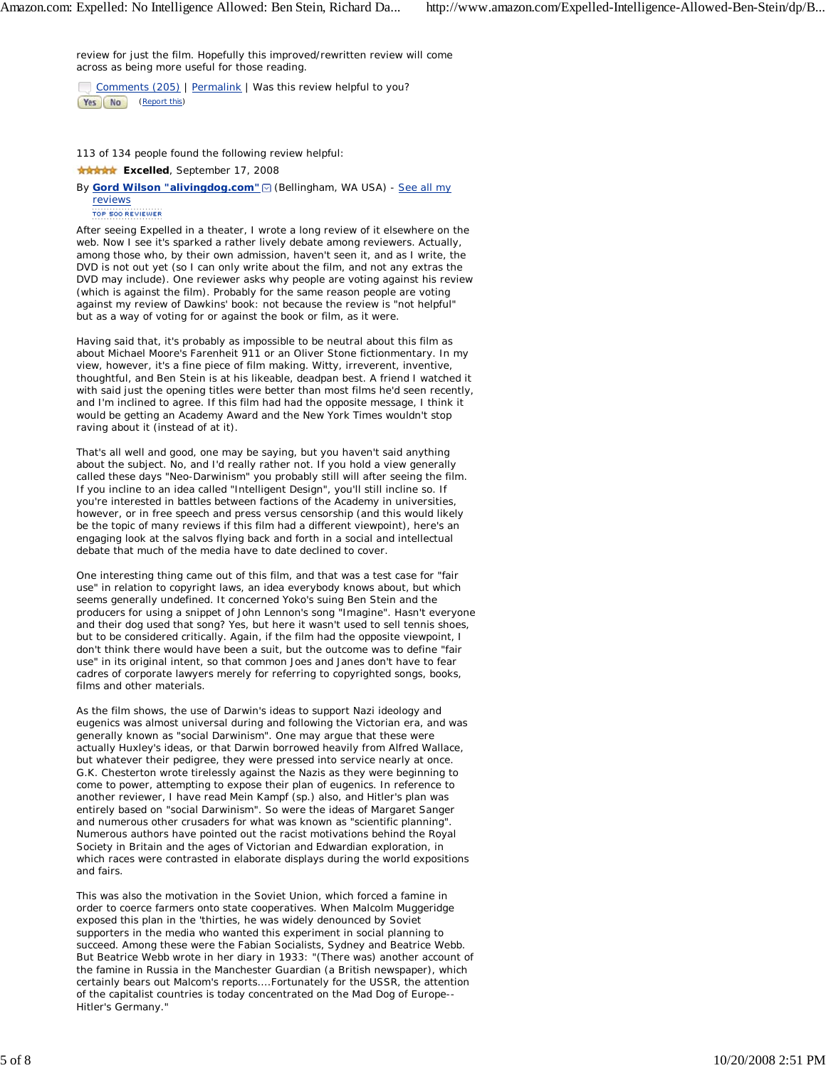review for just the film. Hopefully this improved/rewritten review will come across as being more useful for those reading.

Comments (205) | Permalink | Was this review helpful to you? Yes No (Report this)

113 of 134 people found the following review helpful:

**Excelled**, September 17, 2008

By **Gord Wilson "alivingdog.com"** (Bellingham, WA USA) - See all my reviews
TOP 500 REVIEWER

After seeing Expelled in a theater, I wrote a long review of it elsewhere on the web. Now I see it's sparked a rather lively debate among reviewers. Actually, among those who, by their own admission, haven't seen it, and as I write, the DVD is not out yet (so I can only write about the film, and not any extras the DVD may include). One reviewer asks why people are voting against his review (which is against the film). Probably for the same reason people are voting against my review of Dawkins' book: not because the review is "not helpful" but as a way of voting for or against the book or film, as it were.

Having said that, it's probably as impossible to be neutral about this film as about Michael Moore's Farenheit 911 or an Oliver Stone fictionmentary. In my view, however, it's a fine piece of film making. Witty, irreverent, inventive, thoughtful, and Ben Stein is at his likeable, deadpan best. A friend I watched it with said just the opening titles were better than most films he'd seen recently, and I'm inclined to agree. If this film had had the opposite message, I think it would be getting an Academy Award and the New York Times wouldn't stop raving about it (instead of at it).

That's all well and good, one may be saying, but you haven't said anything about the subject. No, and I'd really rather not. If you hold a view generally called these days "Neo-Darwinism" you probably still will after seeing the film. If you incline to an idea called "Intelligent Design", you'll still incline so. If you're interested in battles between factions of the Academy in universities, however, or in free speech and press versus censorship (and this would likely be the topic of many reviews if this film had a different viewpoint), here's an engaging look at the salvos flying back and forth in a social and intellectual debate that much of the media have to date declined to cover.

One interesting thing came out of this film, and that was a test case for "fair use" in relation to copyright laws, an idea everybody knows about, but which seems generally undefined. It concerned Yoko's suing Ben Stein and the producers for using a snippet of John Lennon's song "Imagine". Hasn't everyone and their dog used that song? Yes, but here it wasn't used to sell tennis shoes, but to be considered critically. Again, if the film had the opposite viewpoint, I don't think there would have been a suit, but the outcome was to define "fair use" in its original intent, so that common Joes and Janes don't have to fear cadres of corporate lawyers merely for referring to copyrighted songs, books, films and other materials.

As the film shows, the use of Darwin's ideas to support Nazi ideology and eugenics was almost universal during and following the Victorian era, and was generally known as "social Darwinism". One may argue that these were actually Huxley's ideas, or that Darwin borrowed heavily from Alfred Wallace, but whatever their pedigree, they were pressed into service nearly at once. G.K. Chesterton wrote tirelessly against the Nazis as they were beginning to come to power, attempting to expose their plan of eugenics. In reference to another reviewer, I have read Mein Kampf (sp.) also, and Hitler's plan was entirely based on "social Darwinism". So were the ideas of Margaret Sanger and numerous other crusaders for what was known as "scientific planning". Numerous authors have pointed out the racist motivations behind the Royal Society in Britain and the ages of Victorian and Edwardian exploration, in which races were contrasted in elaborate displays during the world expositions and fairs.

This was also the motivation in the Soviet Union, which forced a famine in order to coerce farmers onto state cooperatives. When Malcolm Muggeridge exposed this plan in the 'thirties, he was widely denounced by Soviet supporters in the media who wanted this experiment in social planning to succeed. Among these were the Fabian Socialists, Sydney and Beatrice Webb. But Beatrice Webb wrote in her diary in 1933: "(There was) another account of the famine in Russia in the Manchester Guardian (a British newspaper), which certainly bears out Malcom's reports....Fortunately for the USSR, the attention of the capitalist countries is today concentrated on the Mad Dog of Europe--Hitler's Germany."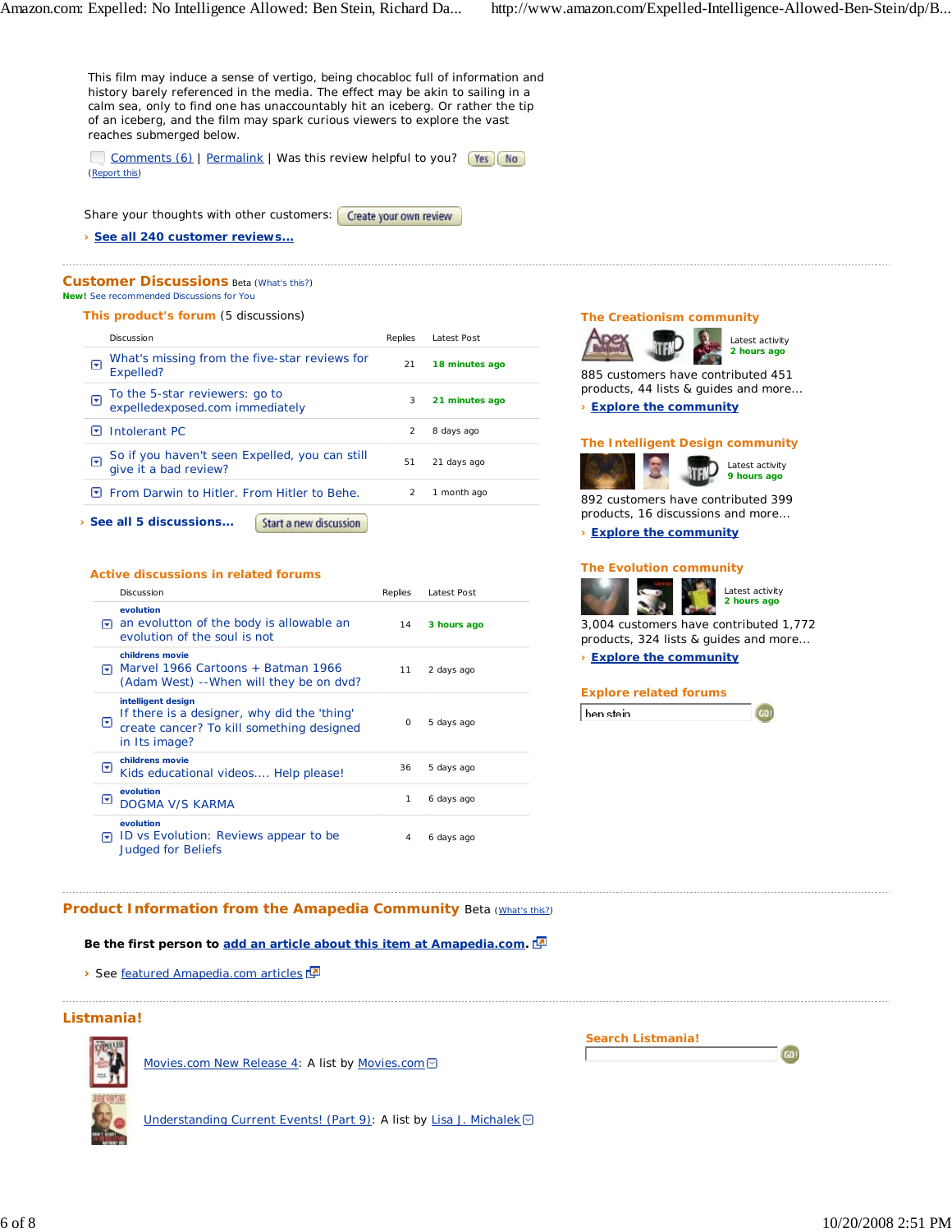This film may induce a sense of vertigo, being chocabloc full of information and history barely referenced in the media. The effect may be akin to sailing in a calm sea, only to find one has unaccountably hit an iceberg. Or rather the tip of an iceberg, and the film may spark curious viewers to explore the vast reaches submerged below.

Comments (6) | Permalink | Was this review helpful to you? Yes No
(Report this)

Share your thoughts with other customers: Create your own review

› **See all 240 customer reviews...**

## Customer Discussions Beta (What's this?)

**New!** See recommended Discussions for You

### This product's forum (5 discussions)

| Discussion | Replies | Latest Post |
|---|---|---|
| What's missing from the five-star reviews for Expelled? | 21 | **18 minutes ago** |
| To the 5-star reviewers: go to expelledexposed.com immediately | 3 | **21 minutes ago** |
| Intolerant PC | 2 | 8 days ago |
| So if you haven't seen Expelled, you can still give it a bad review? | 51 | 21 days ago |
| From Darwin to Hitler. From Hitler to Behe. | 2 | 1 month ago |

› **See all 5 discussions...** Start a new discussion

### Active discussions in related forums

| Discussion | Replies | Latest Post |
|---|---|---|
| **evolution** an evolutton of the body is allowable an evolution of the soul is not | 14 | **3 hours ago** |
| **childrens movie** Marvel 1966 Cartoons + Batman 1966 (Adam West) --When will they be on dvd? | 11 | 2 days ago |
| **intelligent design** If there is a designer, why did the 'thing' create cancer? To kill something designed in Its image? | 0 | 5 days ago |
| **childrens movie** Kids educational videos.... Help please! | 36 | 5 days ago |
| **evolution** DOGMA V/S KARMA | 1 | 6 days ago |
| **evolution** ID vs Evolution: Reviews appear to be Judged for Beliefs | 4 | 6 days ago |

### The Creationism community

Latest activity **2 hours ago**

885 customers have contributed 451 products, 44 lists & guides and more...

› **Explore the community**

### The Intelligent Design community

Latest activity **9 hours ago**

892 customers have contributed 399 products, 16 discussions and more...

› **Explore the community**

### The Evolution community

Latest activity **2 hours ago**

3,004 customers have contributed 1,772 products, 324 lists & guides and more...

› **Explore the community**

### Explore related forums

ben stein GO!

## Product Information from the Amapedia Community Beta (What's this?)

**Be the first person to add an article about this item at Amapedia.com.**

› See featured Amapedia.com articles

## Listmania!

Movies.com New Release 4: A list by Movies.com

Understanding Current Events! (Part 9): A list by Lisa J. Michalek

### Search Listmania!

GO!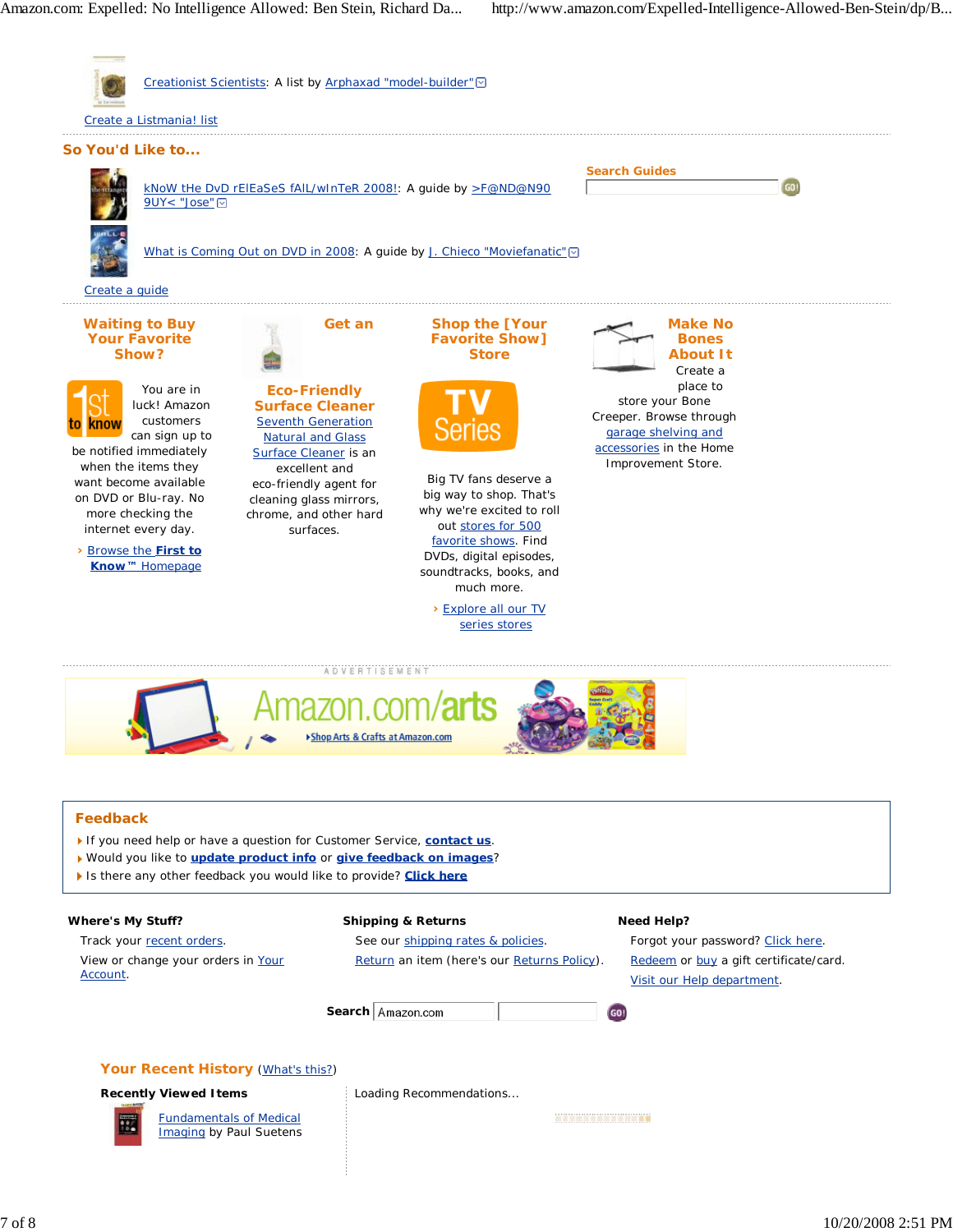Creationist Scientists: A list by Arphaxad "model-builder"

Create a Listmania! list

## So You'd Like to...

kNoW tHe DvD rElEaSeS fAlL/wInTeR 2008!: A guide by >F@ND@N90 9UY< "Jose"

What is Coming Out on DVD in 2008: A guide by J. Chieco "Moviefanatic"

Create a guide

**Search Guides**

### Waiting to Buy Your Favorite Show?

You are in luck! Amazon customers can sign up to be notified immediately when the items they want become available on DVD or Blu-ray. No more checking the internet every day.

› Browse the **First to Know™** Homepage

### Get an Eco-Friendly Surface Cleaner

Seventh Generation Natural and Glass Surface Cleaner is an excellent and eco-friendly agent for cleaning glass mirrors, chrome, and other hard surfaces.

### Shop the [Your Favorite Show] Store

Big TV fans deserve a big way to shop. That's why we're excited to roll out stores for 500 favorite shows. Find DVDs, digital episodes, soundtracks, books, and much more.

› Explore all our TV series stores

### Make No Bones About It

Create a place to store your Bone Creeper. Browse through garage shelving and accessories in the Home Improvement Store.

ADVERTISEMENT

Amazon.com/arts

›Shop Arts & Crafts at Amazon.com

## Feedback

- If you need help or have a question for Customer Service, **contact us**.
- Would you like to **update product info** or **give feedback on images**?
- Is there any other feedback you would like to provide? **Click here**

**Where's My Stuff?**

Track your recent orders.

View or change your orders in Your Account.

**Shipping & Returns**

See our shipping rates & policies.

Return an item (here's our Returns Policy).

**Need Help?**

Forgot your password? Click here.

Redeem or buy a gift certificate/card.

Visit our Help department.

**Search** Amazon.com

## Your Recent History (What's this?)

**Recently Viewed Items**

Fundamentals of Medical Imaging by Paul Suetens

Loading Recommendations...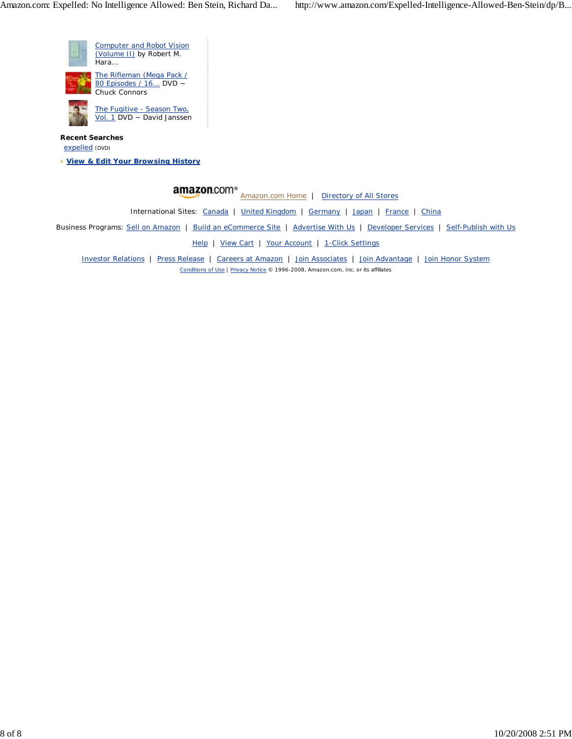Computer and Robot Vision (Volume II) by Robert M. Hara...

The Rifleman (Mega Pack / 80 Episodes / 16... DVD ~ Chuck Connors

The Fugitive - Season Two, Vol. 1 DVD ~ David Janssen

**Recent Searches**

expelled (DVD)

› **View & Edit Your Browsing History**

amazon.com® Amazon.com Home | Directory of All Stores

International Sites: Canada | United Kingdom | Germany | Japan | France | China

Business Programs: Sell on Amazon | Build an eCommerce Site | Advertise With Us | Developer Services | Self-Publish with Us

Help | View Cart | Your Account | 1-Click Settings

Investor Relations | Press Release | Careers at Amazon | Join Associates | Join Advantage | Join Honor System

Conditions of Use | Privacy Notice © 1996-2008, Amazon.com, Inc. or its affiliates